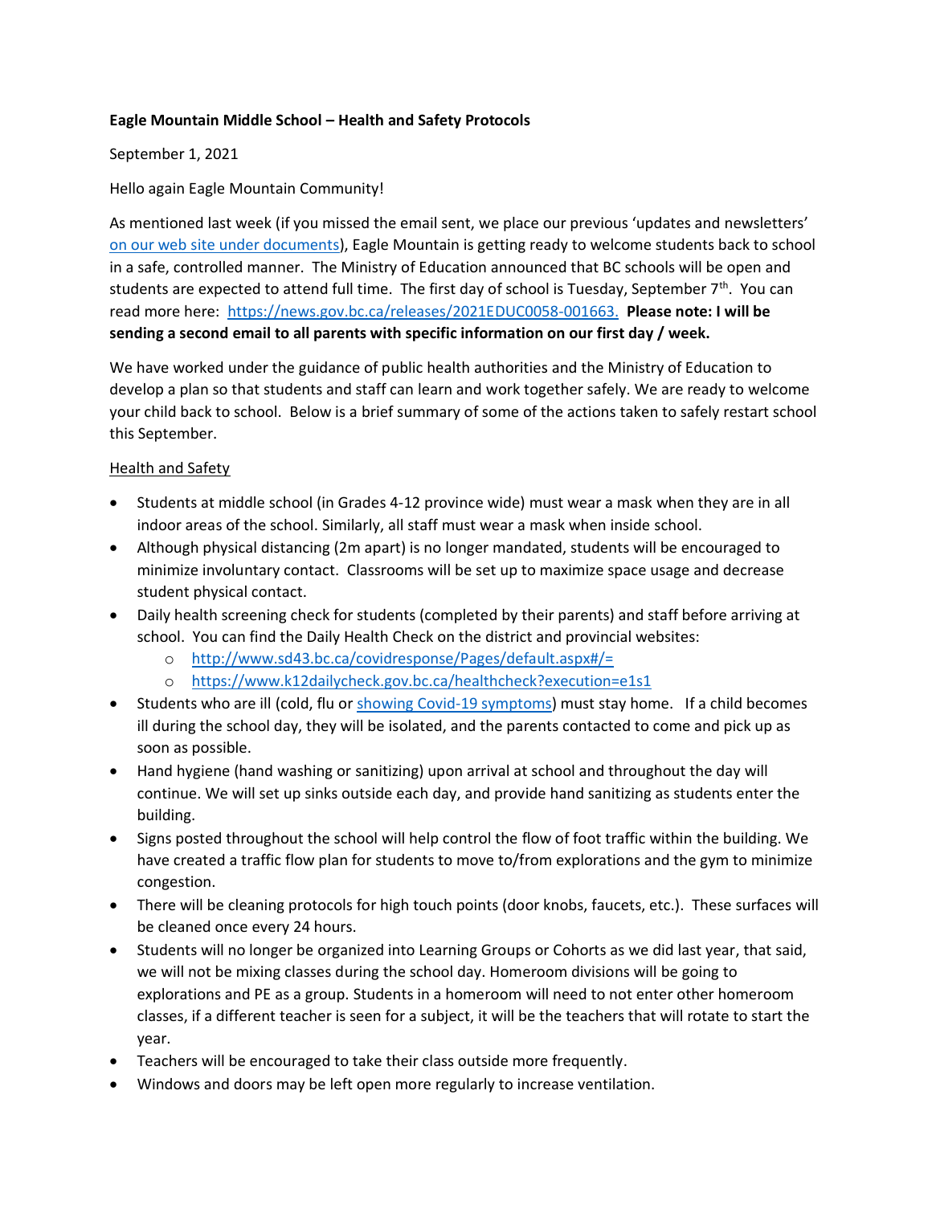**Eagle Mountain Middle School – Health and Safety Protocols**

September 1, 2021

Hello again Eagle Mountain Community!

As mentioned last week (if you missed the email sent, we place our previous 'updates and newsletters' [on our web site under documents](on our web site under documents)), Eagle Mountain is getting ready to welcome students back to school in a safe, controlled manner. The Ministry of Education announced that BC schools will be open and students are expected to attend full time. The first day of school is Tuesday, September 7th. You can read more here: [https://news.gov.bc.ca/releases/2021EDUC0058-001663.](https://news.gov.bc.ca/releases/2021EDUC0058-001663) **Please note: I will be sending a second email to all parents with specific information on our first day / week.**

We have worked under the guidance of public health authorities and the Ministry of Education to develop a plan so that students and staff can learn and work together safely. We are ready to welcome your child back to school. Below is a brief summary of some of the actions taken to safely restart school this September.

Health and Safety

- Students at middle school (in Grades 4-12 province wide) must wear a mask when they are in all indoor areas of the school. Similarly, all staff must wear a mask when inside school.
- Although physical distancing (2m apart) is no longer mandated, students will be encouraged to minimize involuntary contact. Classrooms will be set up to maximize space usage and decrease student physical contact.
- Daily health screening check for students (completed by their parents) and staff before arriving at school. You can find the Daily Health Check on the district and provincial websites:
  - [http://www.sd43.bc.ca/covidresponse/Pages/default.aspx#/=](http://www.sd43.bc.ca/covidresponse/Pages/default.aspx#/=)
  - [https://www.k12dailycheck.gov.bc.ca/healthcheck?execution=e1s1](https://www.k12dailycheck.gov.bc.ca/healthcheck?execution=e1s1)
- Students who are ill (cold, flu or showing Covid-19 symptoms) must stay home. If a child becomes ill during the school day, they will be isolated, and the parents contacted to come and pick up as soon as possible.
- Hand hygiene (hand washing or sanitizing) upon arrival at school and throughout the day will continue. We will set up sinks outside each day, and provide hand sanitizing as students enter the building.
- Signs posted throughout the school will help control the flow of foot traffic within the building. We have created a traffic flow plan for students to move to/from explorations and the gym to minimize congestion.
- There will be cleaning protocols for high touch points (door knobs, faucets, etc.). These surfaces will be cleaned once every 24 hours.
- Students will no longer be organized into Learning Groups or Cohorts as we did last year, that said, we will not be mixing classes during the school day. Homeroom divisions will be going to explorations and PE as a group. Students in a homeroom will need to not enter other homeroom classes, if a different teacher is seen for a subject, it will be the teachers that will rotate to start the year.
- Teachers will be encouraged to take their class outside more frequently.
- Windows and doors may be left open more regularly to increase ventilation.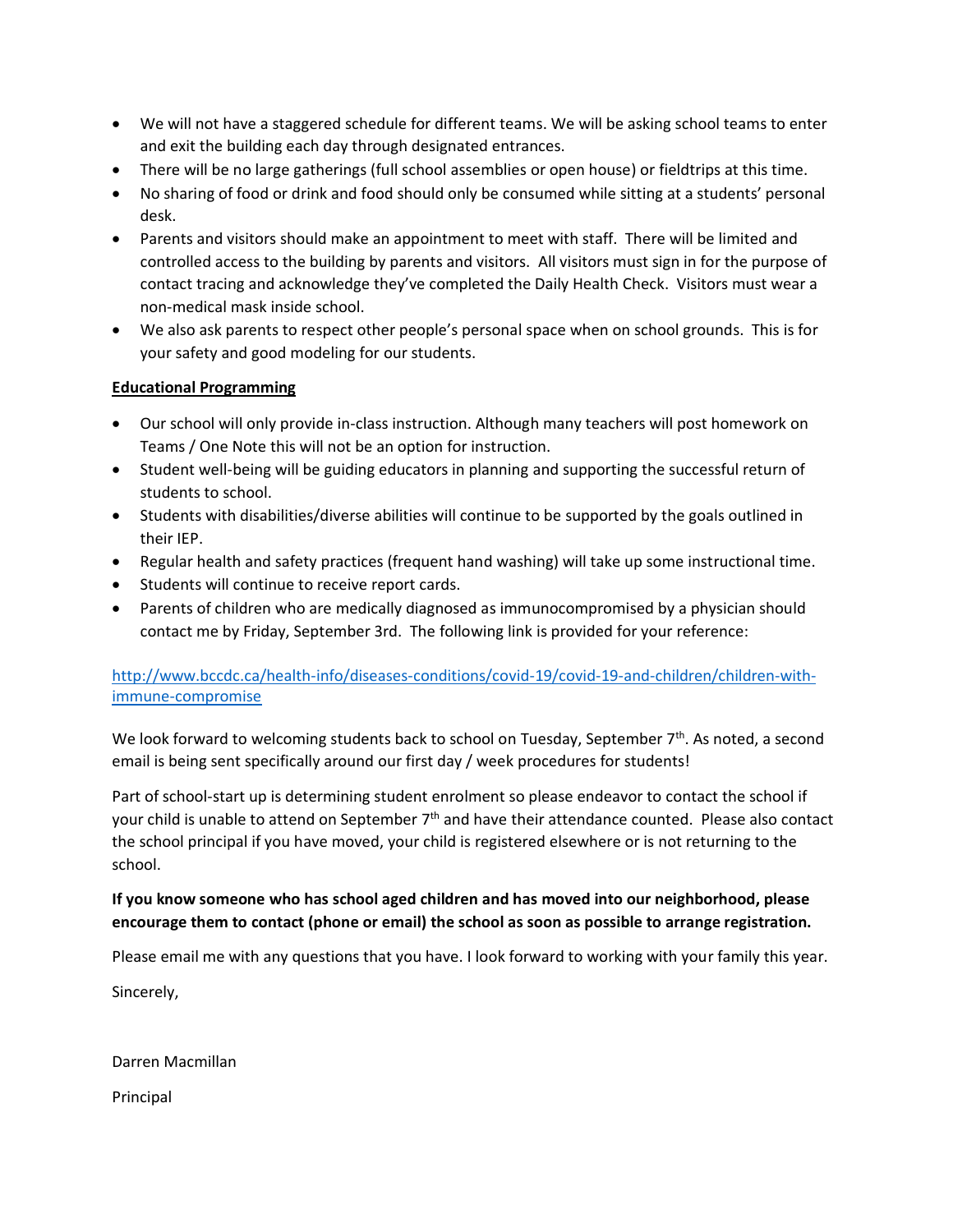- We will not have a staggered schedule for different teams. We will be asking school teams to enter and exit the building each day through designated entrances.
- There will be no large gatherings (full school assemblies or open house) or fieldtrips at this time.
- No sharing of food or drink and food should only be consumed while sitting at a students' personal desk.
- Parents and visitors should make an appointment to meet with staff. There will be limited and controlled access to the building by parents and visitors. All visitors must sign in for the purpose of contact tracing and acknowledge they've completed the Daily Health Check. Visitors must wear a non-medical mask inside school.
- We also ask parents to respect other people's personal space when on school grounds. This is for your safety and good modeling for our students.

**Educational Programming**

- Our school will only provide in-class instruction. Although many teachers will post homework on Teams / One Note this will not be an option for instruction.
- Student well-being will be guiding educators in planning and supporting the successful return of students to school.
- Students with disabilities/diverse abilities will continue to be supported by the goals outlined in their IEP.
- Regular health and safety practices (frequent hand washing) will take up some instructional time.
- Students will continue to receive report cards.
- Parents of children who are medically diagnosed as immunocompromised by a physician should contact me by Friday, September 3rd. The following link is provided for your reference:

http://www.bccdc.ca/health-info/diseases-conditions/covid-19/covid-19-and-children/children-with-immune-compromise

We look forward to welcoming students back to school on Tuesday, September 7th. As noted, a second email is being sent specifically around our first day / week procedures for students!

Part of school-start up is determining student enrolment so please endeavor to contact the school if your child is unable to attend on September 7th and have their attendance counted. Please also contact the school principal if you have moved, your child is registered elsewhere or is not returning to the school.

**If you know someone who has school aged children and has moved into our neighborhood, please encourage them to contact (phone or email) the school as soon as possible to arrange registration.**

Please email me with any questions that you have. I look forward to working with your family this year.

Sincerely,

Darren Macmillan

Principal